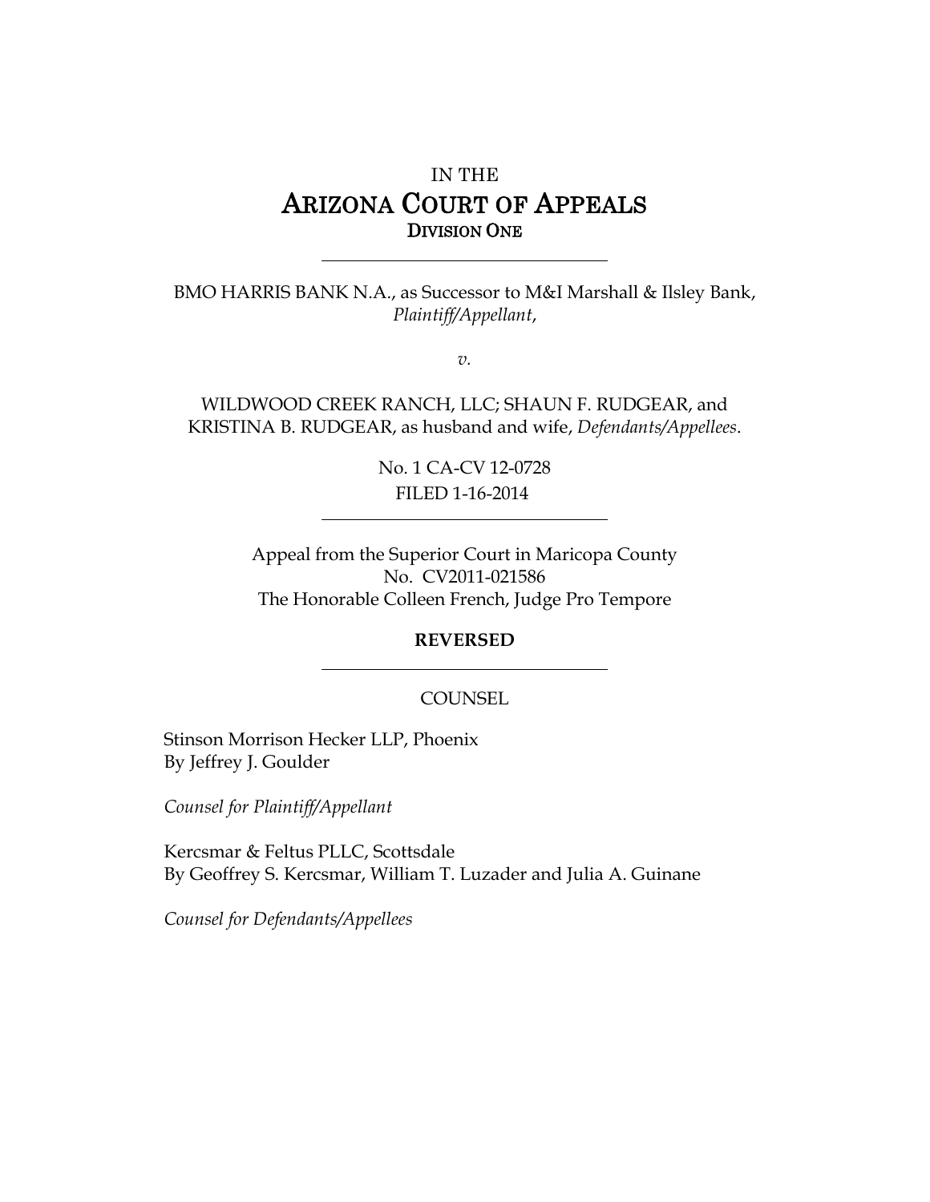IN THE

# ARIZONA COURT OF APPEALS

DIVISION ONE

---

BMO HARRIS BANK N.A., as Successor to M&I Marshall & Ilsley Bank, *Plaintiff/Appellant*,

*v.*

WILDWOOD CREEK RANCH, LLC; SHAUN F. RUDGEAR, and KRISTINA B. RUDGEAR, as husband and wife, *Defendants/Appellees*.

No. 1 CA-CV 12-0728

FILED 1-16-2014

---

Appeal from the Superior Court in Maricopa County

No. CV2011-021586

The Honorable Colleen French, Judge Pro Tempore

**REVERSED**

---

COUNSEL

Stinson Morrison Hecker LLP, Phoenix

By Jeffrey J. Goulder

*Counsel for Plaintiff/Appellant*

Kercsmar & Feltus PLLC, Scottsdale

By Geoffrey S. Kercsmar, William T. Luzader and Julia A. Guinane

*Counsel for Defendants/Appellees*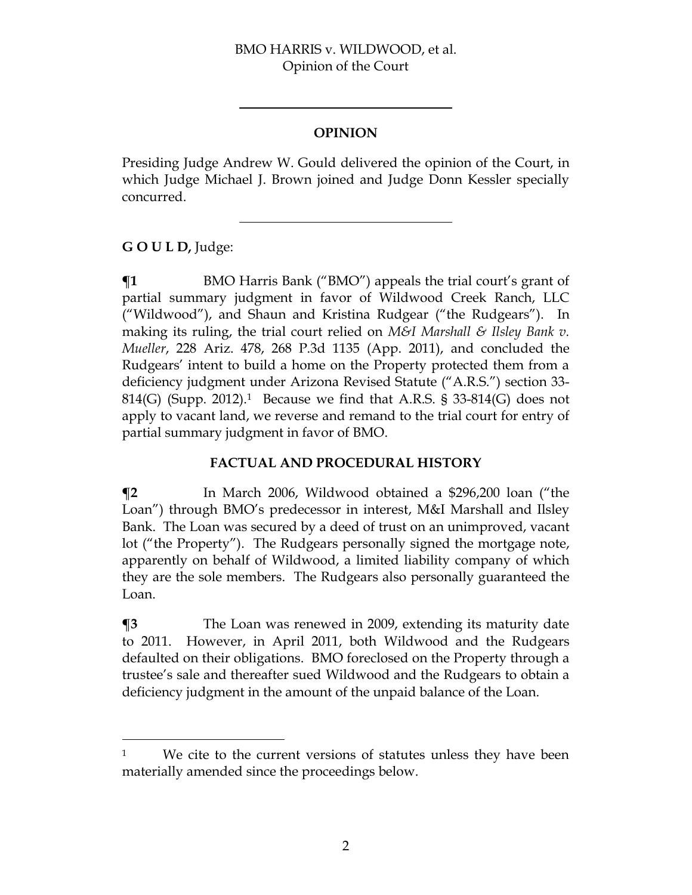## OPINION

Presiding Judge Andrew W. Gould delivered the opinion of the Court, in which Judge Michael J. Brown joined and Judge Donn Kessler specially concurred.

**G O U L D,** Judge:

**¶1** BMO Harris Bank ("BMO") appeals the trial court's grant of partial summary judgment in favor of Wildwood Creek Ranch, LLC ("Wildwood"), and Shaun and Kristina Rudgear ("the Rudgears"). In making its ruling, the trial court relied on *M&I Marshall & Ilsley Bank v. Mueller*, 228 Ariz. 478, 268 P.3d 1135 (App. 2011), and concluded the Rudgears' intent to build a home on the Property protected them from a deficiency judgment under Arizona Revised Statute ("A.R.S.") section 33-814(G) (Supp. 2012).[1] Because we find that A.R.S. § 33-814(G) does not apply to vacant land, we reverse and remand to the trial court for entry of partial summary judgment in favor of BMO.

### FACTUAL AND PROCEDURAL HISTORY

**¶2** In March 2006, Wildwood obtained a $296,200 loan ("the Loan") through BMO's predecessor in interest, M&I Marshall and Ilsley Bank. The Loan was secured by a deed of trust on an unimproved, vacant lot ("the Property"). The Rudgears personally signed the mortgage note, apparently on behalf of Wildwood, a limited liability company of which they are the sole members. The Rudgears also personally guaranteed the Loan.

**¶3** The Loan was renewed in 2009, extending its maturity date to 2011. However, in April 2011, both Wildwood and the Rudgears defaulted on their obligations. BMO foreclosed on the Property through a trustee's sale and thereafter sued Wildwood and the Rudgears to obtain a deficiency judgment in the amount of the unpaid balance of the Loan.

---

[1] We cite to the current versions of statutes unless they have been materially amended since the proceedings below.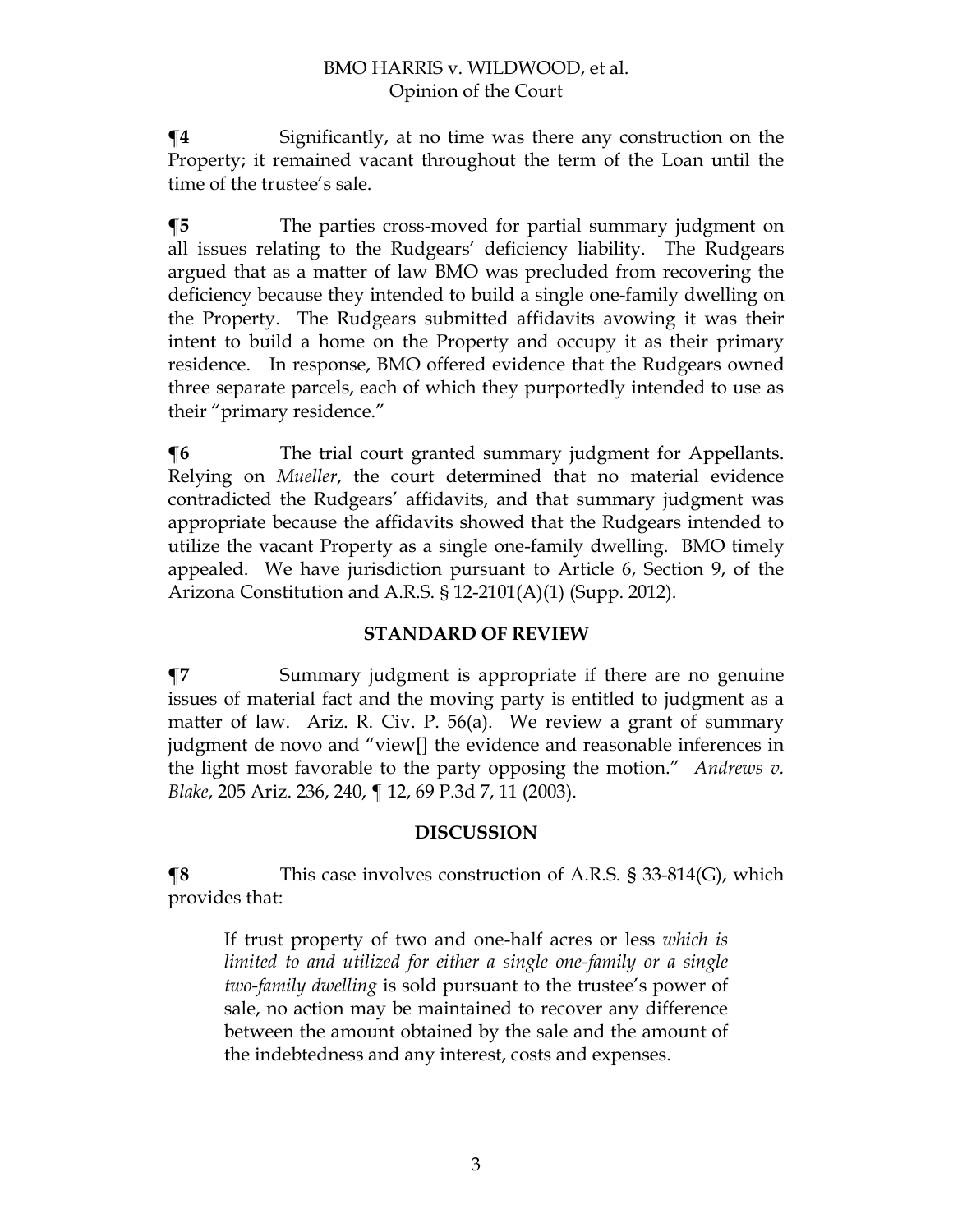**¶4** Significantly, at no time was there any construction on the Property; it remained vacant throughout the term of the Loan until the time of the trustee's sale.

**¶5** The parties cross-moved for partial summary judgment on all issues relating to the Rudgears' deficiency liability. The Rudgears argued that as a matter of law BMO was precluded from recovering the deficiency because they intended to build a single one-family dwelling on the Property. The Rudgears submitted affidavits avowing it was their intent to build a home on the Property and occupy it as their primary residence. In response, BMO offered evidence that the Rudgears owned three separate parcels, each of which they purportedly intended to use as their "primary residence."

**¶6** The trial court granted summary judgment for Appellants. Relying on *Mueller*, the court determined that no material evidence contradicted the Rudgears' affidavits, and that summary judgment was appropriate because the affidavits showed that the Rudgears intended to utilize the vacant Property as a single one-family dwelling. BMO timely appealed. We have jurisdiction pursuant to Article 6, Section 9, of the Arizona Constitution and A.R.S. § 12-2101(A)(1) (Supp. 2012).

## STANDARD OF REVIEW

**¶7** Summary judgment is appropriate if there are no genuine issues of material fact and the moving party is entitled to judgment as a matter of law. Ariz. R. Civ. P. 56(a). We review a grant of summary judgment de novo and "view[] the evidence and reasonable inferences in the light most favorable to the party opposing the motion." *Andrews v. Blake*, 205 Ariz. 236, 240, ¶ 12, 69 P.3d 7, 11 (2003).

## DISCUSSION

**¶8** This case involves construction of A.R.S. § 33-814(G), which provides that:

> If trust property of two and one-half acres or less *which is limited to and utilized for either a single one-family or a single two-family dwelling* is sold pursuant to the trustee's power of sale, no action may be maintained to recover any difference between the amount obtained by the sale and the amount of the indebtedness and any interest, costs and expenses.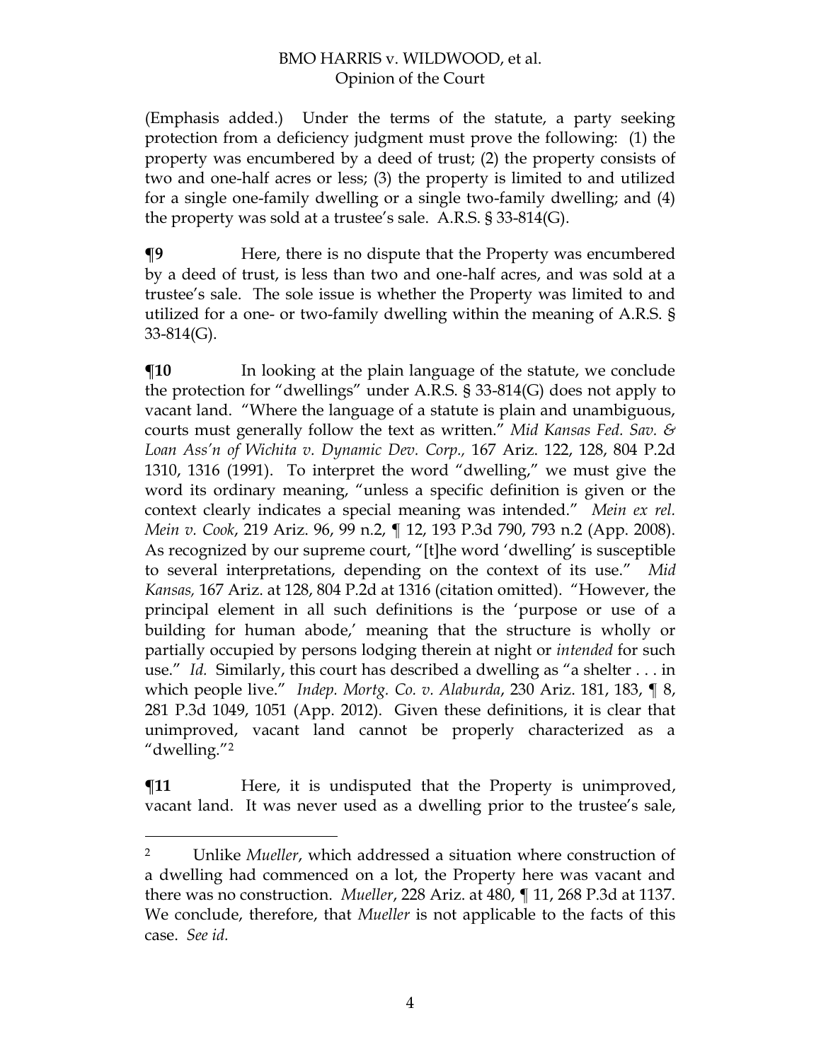(Emphasis added.) Under the terms of the statute, a party seeking protection from a deficiency judgment must prove the following: (1) the property was encumbered by a deed of trust; (2) the property consists of two and one-half acres or less; (3) the property is limited to and utilized for a single one-family dwelling or a single two-family dwelling; and (4) the property was sold at a trustee's sale. A.R.S. § 33-814(G).

**¶9** Here, there is no dispute that the Property was encumbered by a deed of trust, is less than two and one-half acres, and was sold at a trustee's sale. The sole issue is whether the Property was limited to and utilized for a one- or two-family dwelling within the meaning of A.R.S. § 33-814(G).

**¶10** In looking at the plain language of the statute, we conclude the protection for "dwellings" under A.R.S. § 33-814(G) does not apply to vacant land. "Where the language of a statute is plain and unambiguous, courts must generally follow the text as written." *Mid Kansas Fed. Sav. & Loan Ass'n of Wichita v. Dynamic Dev. Corp.*, 167 Ariz. 122, 128, 804 P.2d 1310, 1316 (1991). To interpret the word "dwelling," we must give the word its ordinary meaning, "unless a specific definition is given or the context clearly indicates a special meaning was intended." *Mein ex rel. Mein v. Cook*, 219 Ariz. 96, 99 n.2, ¶ 12, 193 P.3d 790, 793 n.2 (App. 2008). As recognized by our supreme court, "[t]he word 'dwelling' is susceptible to several interpretations, depending on the context of its use." *Mid Kansas*, 167 Ariz. at 128, 804 P.2d at 1316 (citation omitted). "However, the principal element in all such definitions is the 'purpose or use of a building for human abode,' meaning that the structure is wholly or partially occupied by persons lodging therein at night or *intended* for such use." *Id.* Similarly, this court has described a dwelling as "a shelter . . . in which people live." *Indep. Mortg. Co. v. Alaburda*, 230 Ariz. 181, 183, ¶ 8, 281 P.3d 1049, 1051 (App. 2012). Given these definitions, it is clear that unimproved, vacant land cannot be properly characterized as a "dwelling."[2]

**¶11** Here, it is undisputed that the Property is unimproved, vacant land. It was never used as a dwelling prior to the trustee's sale,

---

[2] Unlike *Mueller*, which addressed a situation where construction of a dwelling had commenced on a lot, the Property here was vacant and there was no construction. *Mueller*, 228 Ariz. at 480, ¶ 11, 268 P.3d at 1137. We conclude, therefore, that *Mueller* is not applicable to the facts of this case. *See id.*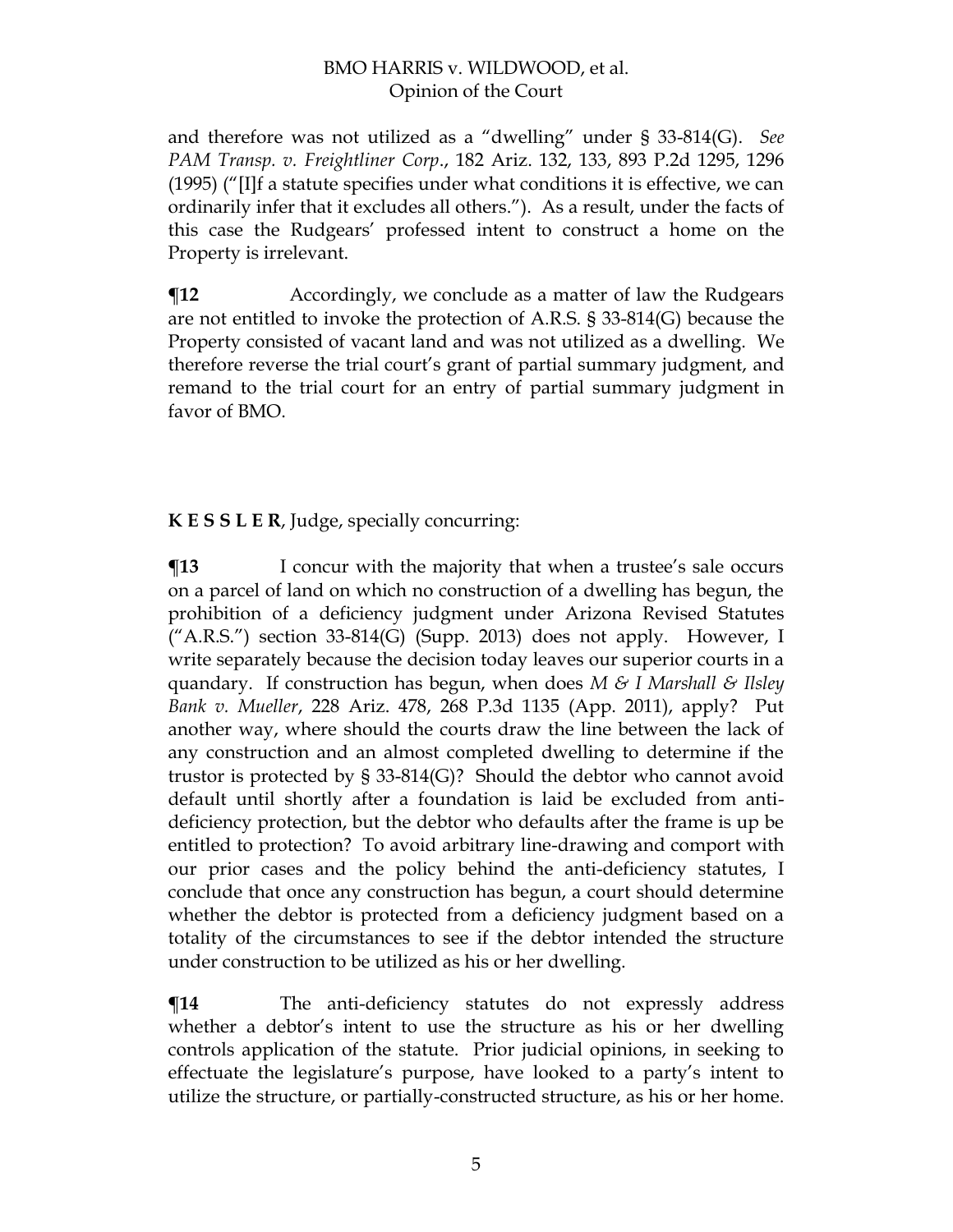and therefore was not utilized as a "dwelling" under § 33-814(G). *See PAM Transp. v. Freightliner Corp.*, 182 Ariz. 132, 133, 893 P.2d 1295, 1296 (1995) ("[I]f a statute specifies under what conditions it is effective, we can ordinarily infer that it excludes all others."). As a result, under the facts of this case the Rudgears' professed intent to construct a home on the Property is irrelevant.

**¶12** Accordingly, we conclude as a matter of law the Rudgears are not entitled to invoke the protection of A.R.S. § 33-814(G) because the Property consisted of vacant land and was not utilized as a dwelling. We therefore reverse the trial court's grant of partial summary judgment, and remand to the trial court for an entry of partial summary judgment in favor of BMO.

**K E S S L E R**, Judge, specially concurring:

**¶13** I concur with the majority that when a trustee's sale occurs on a parcel of land on which no construction of a dwelling has begun, the prohibition of a deficiency judgment under Arizona Revised Statutes ("A.R.S.") section 33-814(G) (Supp. 2013) does not apply. However, I write separately because the decision today leaves our superior courts in a quandary. If construction has begun, when does *M & I Marshall & Ilsley Bank v. Mueller*, 228 Ariz. 478, 268 P.3d 1135 (App. 2011), apply? Put another way, where should the courts draw the line between the lack of any construction and an almost completed dwelling to determine if the trustor is protected by § 33-814(G)? Should the debtor who cannot avoid default until shortly after a foundation is laid be excluded from anti-deficiency protection, but the debtor who defaults after the frame is up be entitled to protection? To avoid arbitrary line-drawing and comport with our prior cases and the policy behind the anti-deficiency statutes, I conclude that once any construction has begun, a court should determine whether the debtor is protected from a deficiency judgment based on a totality of the circumstances to see if the debtor intended the structure under construction to be utilized as his or her dwelling.

**¶14** The anti-deficiency statutes do not expressly address whether a debtor's intent to use the structure as his or her dwelling controls application of the statute. Prior judicial opinions, in seeking to effectuate the legislature's purpose, have looked to a party's intent to utilize the structure, or partially-constructed structure, as his or her home.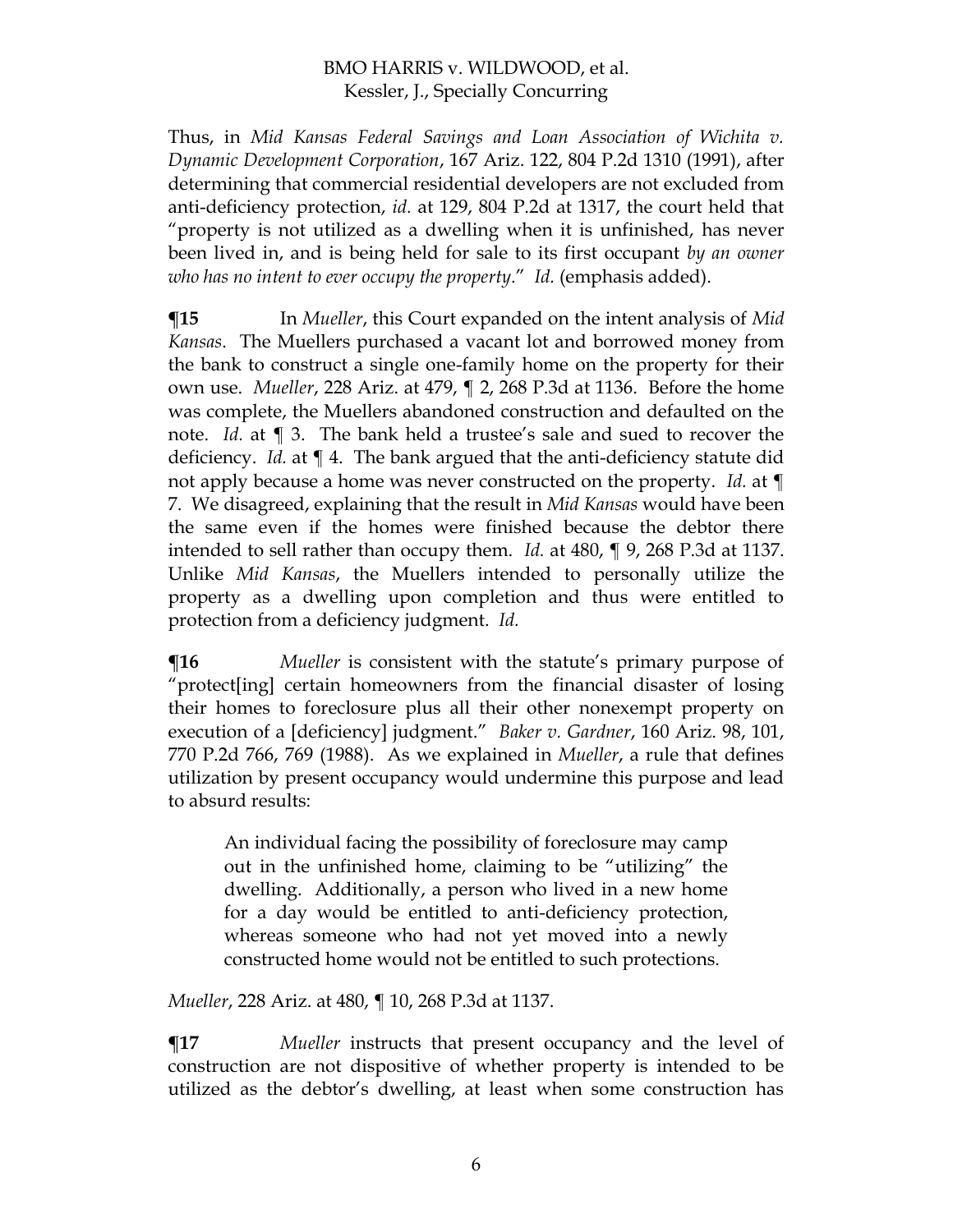Thus, in *Mid Kansas Federal Savings and Loan Association of Wichita v. Dynamic Development Corporation*, 167 Ariz. 122, 804 P.2d 1310 (1991), after determining that commercial residential developers are not excluded from anti-deficiency protection, *id.* at 129, 804 P.2d at 1317, the court held that "property is not utilized as a dwelling when it is unfinished, has never been lived in, and is being held for sale to its first occupant *by an owner who has no intent to ever occupy the property*." *Id.* (emphasis added).

**¶15** In *Mueller*, this Court expanded on the intent analysis of *Mid Kansas*. The Muellers purchased a vacant lot and borrowed money from the bank to construct a single one-family home on the property for their own use. *Mueller*, 228 Ariz. at 479, ¶ 2, 268 P.3d at 1136. Before the home was complete, the Muellers abandoned construction and defaulted on the note. *Id.* at ¶ 3. The bank held a trustee's sale and sued to recover the deficiency. *Id.* at ¶ 4. The bank argued that the anti-deficiency statute did not apply because a home was never constructed on the property. *Id.* at ¶ 7. We disagreed, explaining that the result in *Mid Kansas* would have been the same even if the homes were finished because the debtor there intended to sell rather than occupy them. *Id.* at 480, ¶ 9, 268 P.3d at 1137. Unlike *Mid Kansas*, the Muellers intended to personally utilize the property as a dwelling upon completion and thus were entitled to protection from a deficiency judgment. *Id.*

**¶16** *Mueller* is consistent with the statute's primary purpose of "protect[ing] certain homeowners from the financial disaster of losing their homes to foreclosure plus all their other nonexempt property on execution of a [deficiency] judgment." *Baker v. Gardner*, 160 Ariz. 98, 101, 770 P.2d 766, 769 (1988). As we explained in *Mueller*, a rule that defines utilization by present occupancy would undermine this purpose and lead to absurd results:

> An individual facing the possibility of foreclosure may camp out in the unfinished home, claiming to be "utilizing" the dwelling. Additionally, a person who lived in a new home for a day would be entitled to anti-deficiency protection, whereas someone who had not yet moved into a newly constructed home would not be entitled to such protections.

*Mueller*, 228 Ariz. at 480, ¶ 10, 268 P.3d at 1137.

**¶17** *Mueller* instructs that present occupancy and the level of construction are not dispositive of whether property is intended to be utilized as the debtor's dwelling, at least when some construction has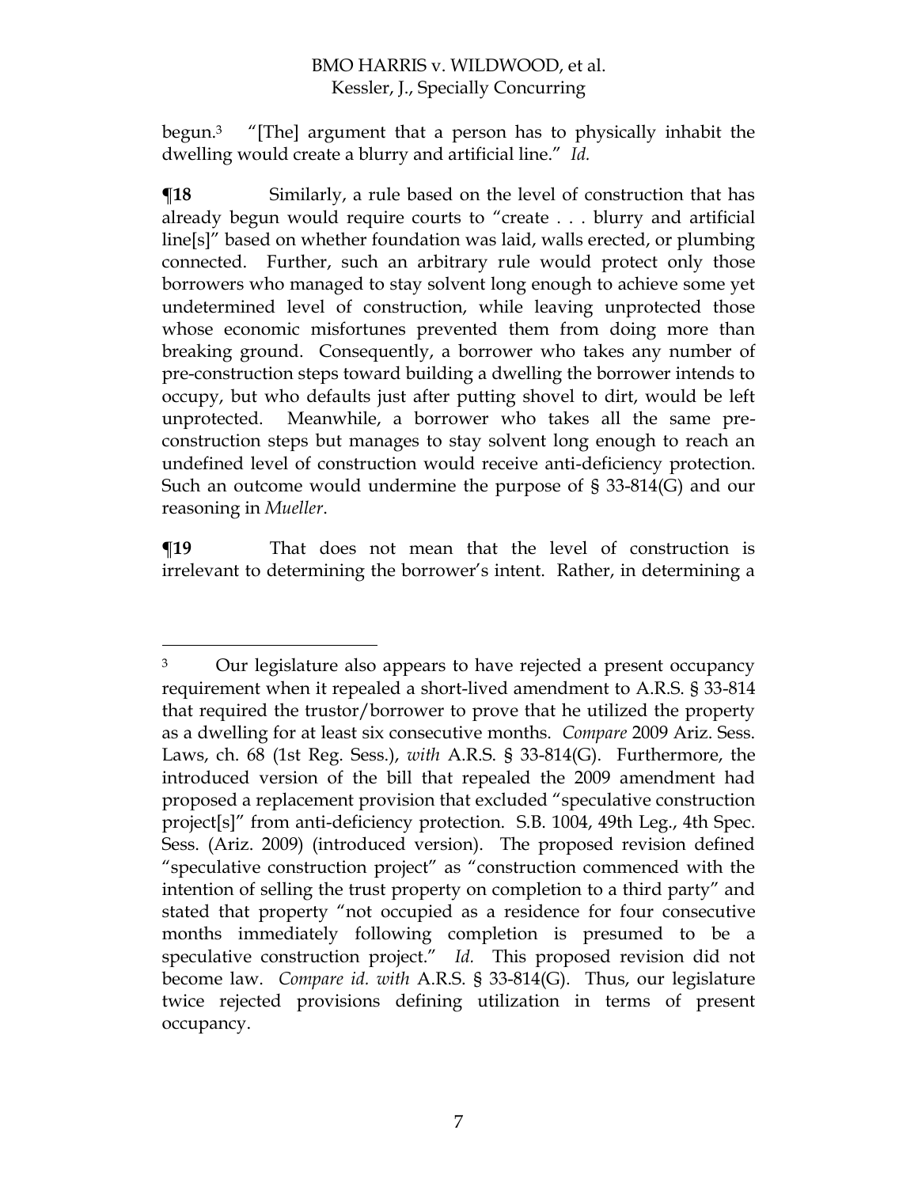begun.[3] "[The] argument that a person has to physically inhabit the dwelling would create a blurry and artificial line." *Id.*

**¶18** Similarly, a rule based on the level of construction that has already begun would require courts to "create . . . blurry and artificial line[s]" based on whether foundation was laid, walls erected, or plumbing connected. Further, such an arbitrary rule would protect only those borrowers who managed to stay solvent long enough to achieve some yet undetermined level of construction, while leaving unprotected those whose economic misfortunes prevented them from doing more than breaking ground. Consequently, a borrower who takes any number of pre-construction steps toward building a dwelling the borrower intends to occupy, but who defaults just after putting shovel to dirt, would be left unprotected. Meanwhile, a borrower who takes all the same pre-construction steps but manages to stay solvent long enough to reach an undefined level of construction would receive anti-deficiency protection. Such an outcome would undermine the purpose of § 33-814(G) and our reasoning in *Mueller*.

**¶19** That does not mean that the level of construction is irrelevant to determining the borrower's intent. Rather, in determining a

---

[3] Our legislature also appears to have rejected a present occupancy requirement when it repealed a short-lived amendment to A.R.S. § 33-814 that required the trustor/borrower to prove that he utilized the property as a dwelling for at least six consecutive months. *Compare* 2009 Ariz. Sess. Laws, ch. 68 (1st Reg. Sess.), *with* A.R.S. § 33-814(G). Furthermore, the introduced version of the bill that repealed the 2009 amendment had proposed a replacement provision that excluded "speculative construction project[s]" from anti-deficiency protection. S.B. 1004, 49th Leg., 4th Spec. Sess. (Ariz. 2009) (introduced version). The proposed revision defined "speculative construction project" as "construction commenced with the intention of selling the trust property on completion to a third party" and stated that property "not occupied as a residence for four consecutive months immediately following completion is presumed to be a speculative construction project." *Id.* This proposed revision did not become law. *Compare id. with* A.R.S. § 33-814(G). Thus, our legislature twice rejected provisions defining utilization in terms of present occupancy.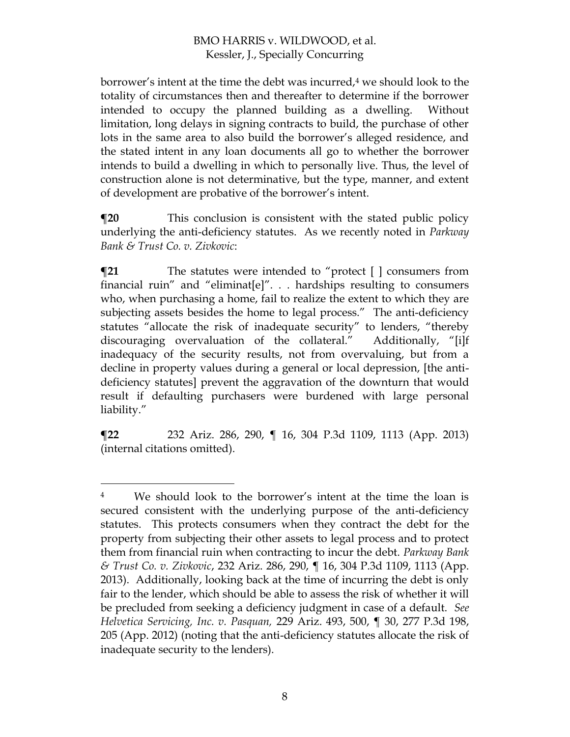borrower's intent at the time the debt was incurred,[4] we should look to the totality of circumstances then and thereafter to determine if the borrower intended to occupy the planned building as a dwelling. Without limitation, long delays in signing contracts to build, the purchase of other lots in the same area to also build the borrower's alleged residence, and the stated intent in any loan documents all go to whether the borrower intends to build a dwelling in which to personally live. Thus, the level of construction alone is not determinative, but the type, manner, and extent of development are probative of the borrower's intent.

**¶20** This conclusion is consistent with the stated public policy underlying the anti-deficiency statutes. As we recently noted in *Parkway Bank & Trust Co. v. Zivkovic*:

**¶21** The statutes were intended to "protect [ ] consumers from financial ruin" and "eliminat[e]". . . hardships resulting to consumers who, when purchasing a home, fail to realize the extent to which they are subjecting assets besides the home to legal process." The anti-deficiency statutes "allocate the risk of inadequate security" to lenders, "thereby discouraging overvaluation of the collateral." Additionally, "[i]f inadequacy of the security results, not from overvaluing, but from a decline in property values during a general or local depression, [the anti-deficiency statutes] prevent the aggravation of the downturn that would result if defaulting purchasers were burdened with large personal liability."

**¶22** 232 Ariz. 286, 290, ¶ 16, 304 P.3d 1109, 1113 (App. 2013) (internal citations omitted).

---

[4] We should look to the borrower's intent at the time the loan is secured consistent with the underlying purpose of the anti-deficiency statutes. This protects consumers when they contract the debt for the property from subjecting their other assets to legal process and to protect them from financial ruin when contracting to incur the debt. *Parkway Bank & Trust Co. v. Zivkovic*, 232 Ariz. 286, 290, ¶ 16, 304 P.3d 1109, 1113 (App. 2013). Additionally, looking back at the time of incurring the debt is only fair to the lender, which should be able to assess the risk of whether it will be precluded from seeking a deficiency judgment in case of a default. *See Helvetica Servicing, Inc. v. Pasquan,* 229 Ariz. 493, 500, ¶ 30, 277 P.3d 198, 205 (App. 2012) (noting that the anti-deficiency statutes allocate the risk of inadequate security to the lenders).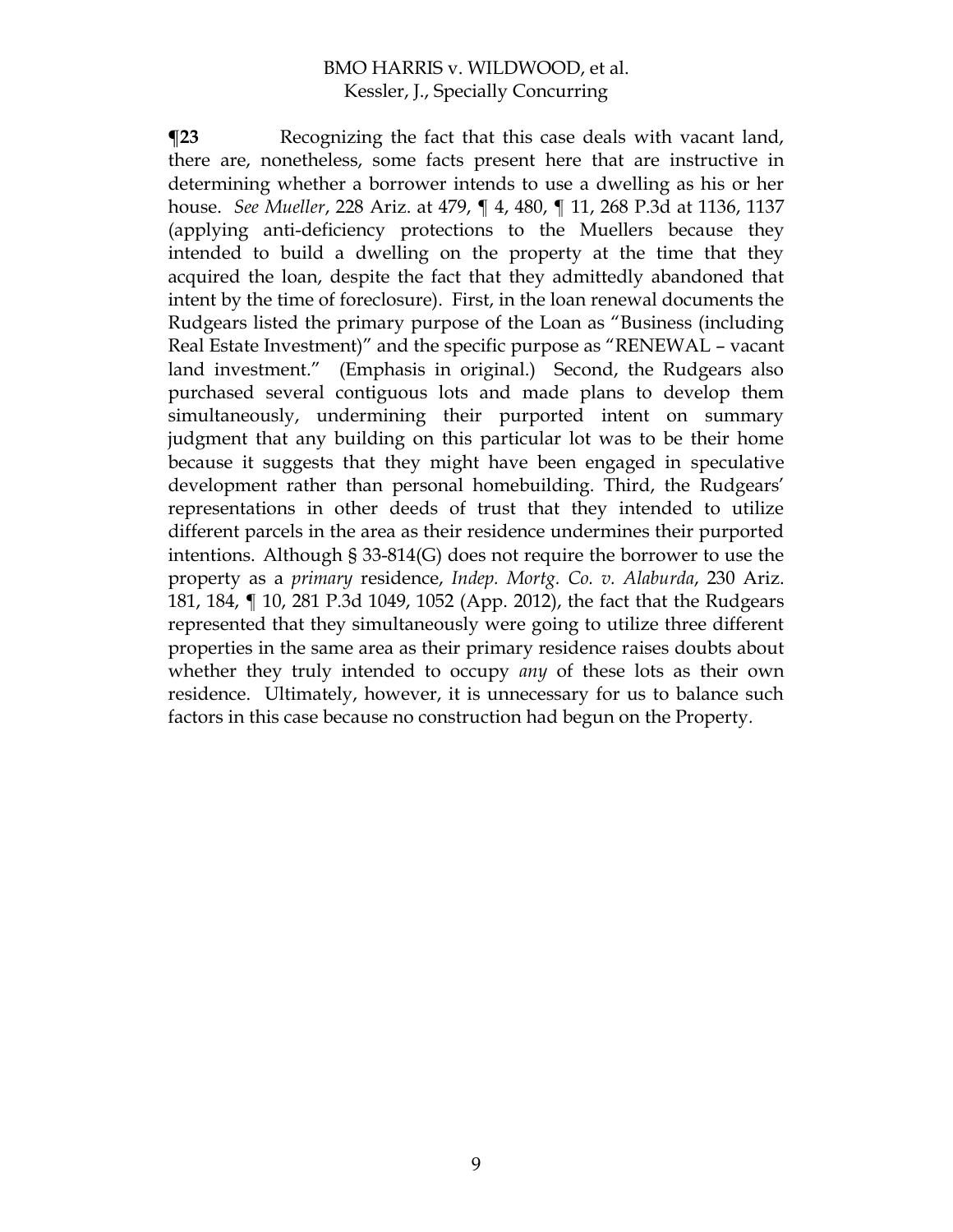**¶23** Recognizing the fact that this case deals with vacant land, there are, nonetheless, some facts present here that are instructive in determining whether a borrower intends to use a dwelling as his or her house. *See Mueller*, 228 Ariz. at 479, ¶ 4, 480, ¶ 11, 268 P.3d at 1136, 1137 (applying anti-deficiency protections to the Muellers because they intended to build a dwelling on the property at the time that they acquired the loan, despite the fact that they admittedly abandoned that intent by the time of foreclosure). First, in the loan renewal documents the Rudgears listed the primary purpose of the Loan as "Business (including Real Estate Investment)" and the specific purpose as "RENEWAL – vacant land investment." (Emphasis in original.) Second, the Rudgears also purchased several contiguous lots and made plans to develop them simultaneously, undermining their purported intent on summary judgment that any building on this particular lot was to be their home because it suggests that they might have been engaged in speculative development rather than personal homebuilding. Third, the Rudgears' representations in other deeds of trust that they intended to utilize different parcels in the area as their residence undermines their purported intentions. Although § 33-814(G) does not require the borrower to use the property as a *primary* residence, *Indep. Mortg. Co. v. Alaburda*, 230 Ariz. 181, 184, ¶ 10, 281 P.3d 1049, 1052 (App. 2012), the fact that the Rudgears represented that they simultaneously were going to utilize three different properties in the same area as their primary residence raises doubts about whether they truly intended to occupy *any* of these lots as their own residence. Ultimately, however, it is unnecessary for us to balance such factors in this case because no construction had begun on the Property.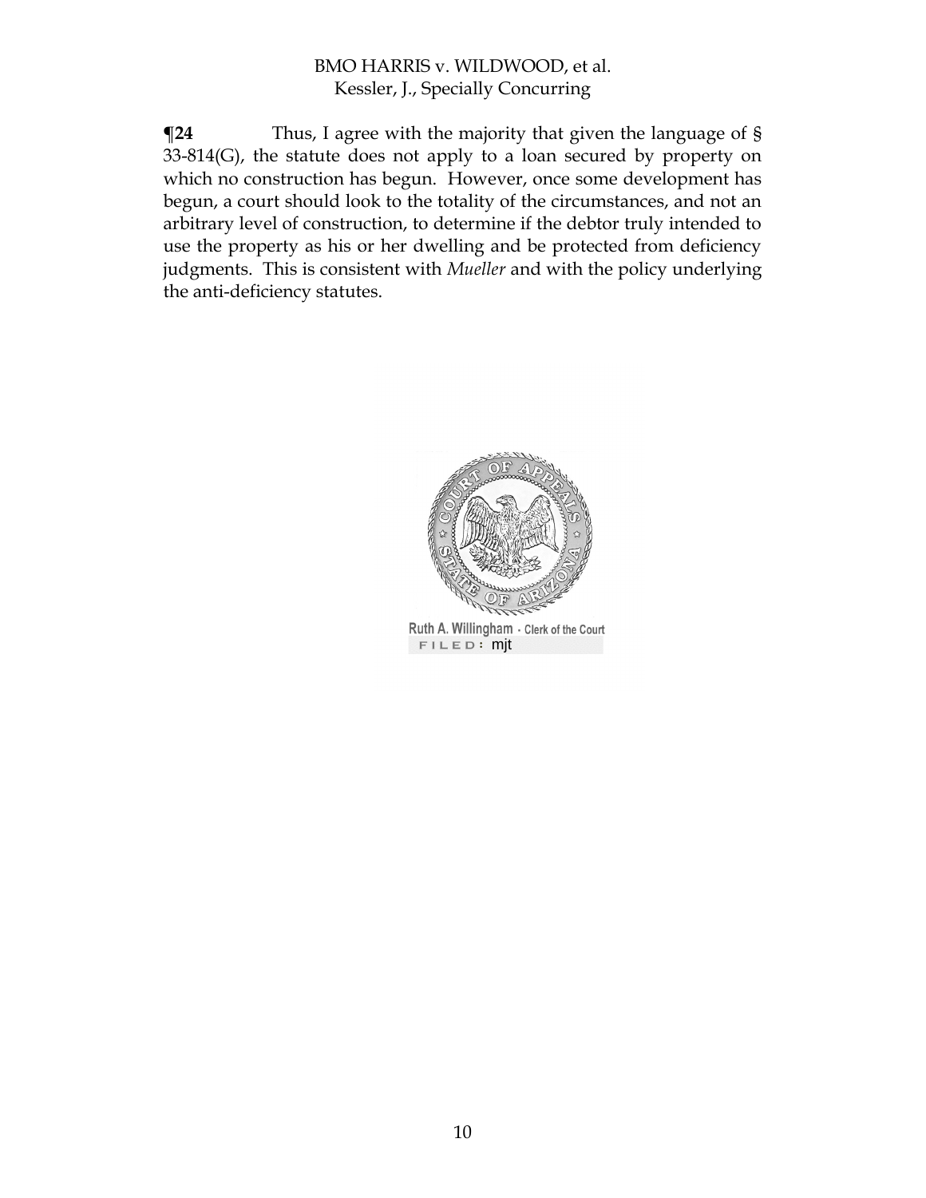**¶24** Thus, I agree with the majority that given the language of § 33-814(G), the statute does not apply to a loan secured by property on which no construction has begun. However, once some development has begun, a court should look to the totality of the circumstances, and not an arbitrary level of construction, to determine if the debtor truly intended to use the property as his or her dwelling and be protected from deficiency judgments. This is consistent with *Mueller* and with the policy underlying the anti-deficiency statutes.

Ruth A. Willingham · Clerk of the Court
FILED: mjt